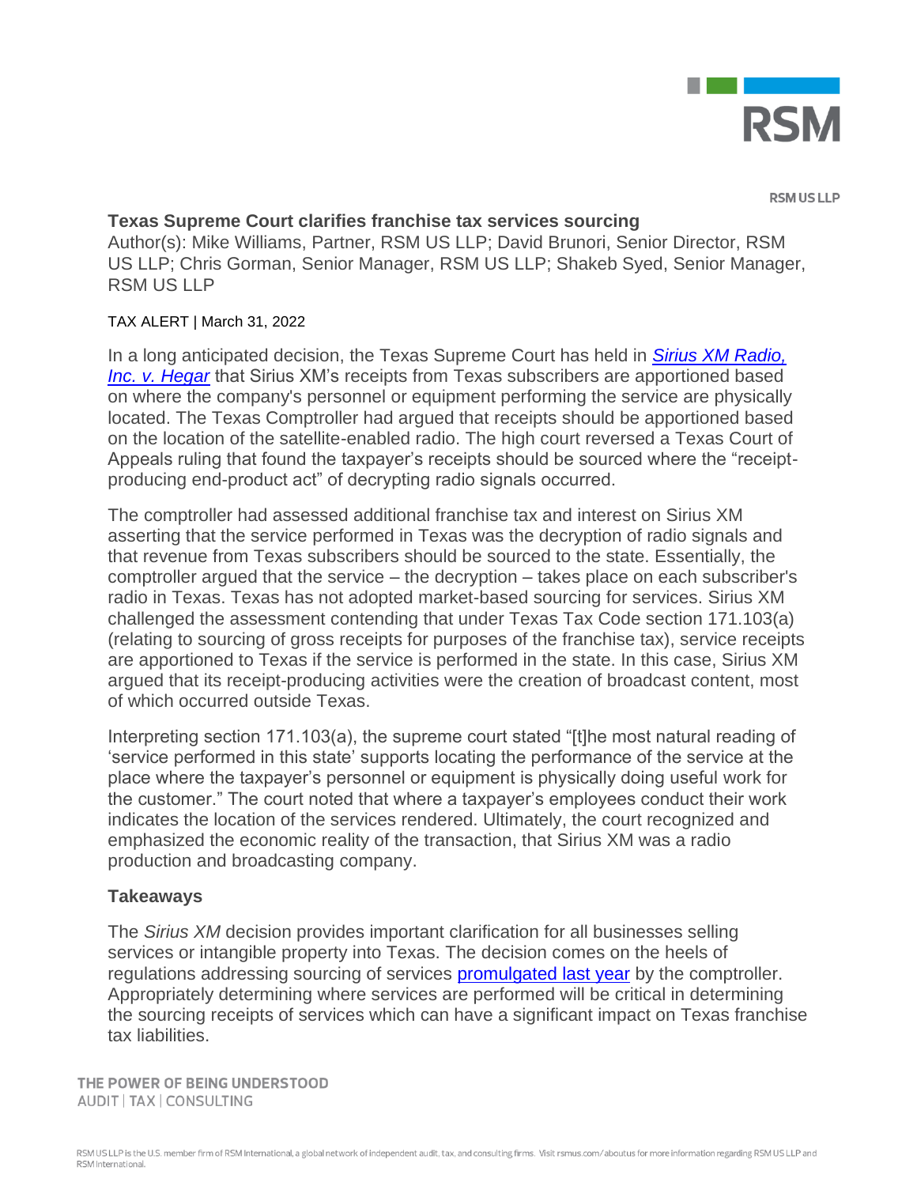# Texas Supreme Court clarifies franchise tax services sourcing

Author(s): Mike Williams, Partner, RSM US LLP; David Brunori, Senior Director, RSM US LLP; Chris Gorman, Senior Manager, RSM US LLP; Shakeb Syed, Senior Manager, RSM US LLP

TAX ALERT | March 31, 2022

In a long anticipated decision, the Texas Supreme Court has held in ***Sirius XM Radio, Inc. v. Hegar*** that Sirius XM's receipts from Texas subscribers are apportioned based on where the company's personnel or equipment performing the service are physically located. The Texas Comptroller had argued that receipts should be apportioned based on the location of the satellite-enabled radio. The high court reversed a Texas Court of Appeals ruling that found the taxpayer's receipts should be sourced where the "receipt-producing end-product act" of decrypting radio signals occurred.

The comptroller had assessed additional franchise tax and interest on Sirius XM asserting that the service performed in Texas was the decryption of radio signals and that revenue from Texas subscribers should be sourced to the state. Essentially, the comptroller argued that the service – the decryption – takes place on each subscriber's radio in Texas. Texas has not adopted market-based sourcing for services. Sirius XM challenged the assessment contending that under Texas Tax Code section 171.103(a) (relating to sourcing of gross receipts for purposes of the franchise tax), service receipts are apportioned to Texas if the service is performed in the state. In this case, Sirius XM argued that its receipt-producing activities were the creation of broadcast content, most of which occurred outside Texas.

Interpreting section 171.103(a), the supreme court stated "[t]he most natural reading of 'service performed in this state' supports locating the performance of the service at the place where the taxpayer's personnel or equipment is physically doing useful work for the customer." The court noted that where a taxpayer's employees conduct their work indicates the location of the services rendered. Ultimately, the court recognized and emphasized the economic reality of the transaction, that Sirius XM was a radio production and broadcasting company.

## Takeaways

The *Sirius XM* decision provides important clarification for all businesses selling services or intangible property into Texas. The decision comes on the heels of regulations addressing sourcing of services promulgated last year by the comptroller. Appropriately determining where services are performed will be critical in determining the sourcing receipts of services which can have a significant impact on Texas franchise tax liabilities.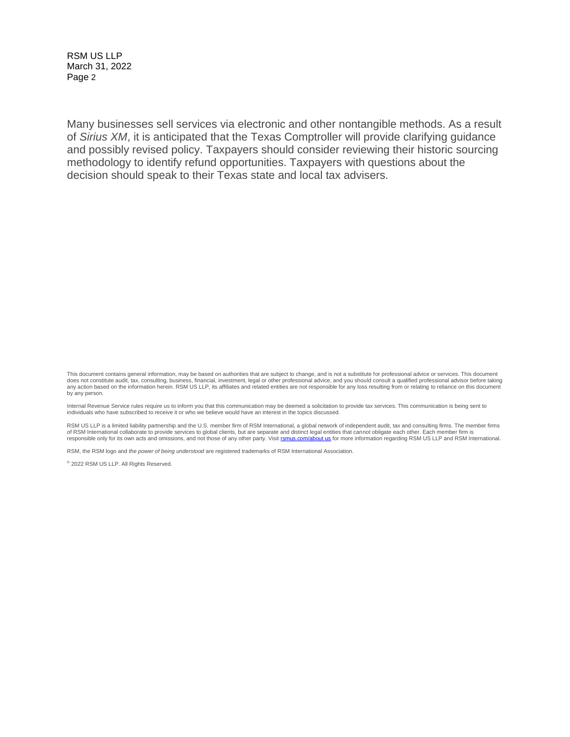Many businesses sell services via electronic and other nontangible methods. As a result of *Sirius XM*, it is anticipated that the Texas Comptroller will provide clarifying guidance and possibly revised policy. Taxpayers should consider reviewing their historic sourcing methodology to identify refund opportunities. Taxpayers with questions about the decision should speak to their Texas state and local tax advisers.

This document contains general information, may be based on authorities that are subject to change, and is not a substitute for professional advice or services. This document does not constitute audit, tax, consulting, business, financial, investment, legal or other professional advice, and you should consult a qualified professional advisor before taking any action based on the information herein. RSM US LLP, its affiliates and related entities are not responsible for any loss resulting from or relating to reliance on this document by any person.

Internal Revenue Service rules require us to inform you that this communication may be deemed a solicitation to provide tax services. This communication is being sent to individuals who have subscribed to receive it or who we believe would have an interest in the topics discussed.

RSM US LLP is a limited liability partnership and the U.S. member firm of RSM International, a global network of independent audit, tax and consulting firms. The member firms of RSM International collaborate to provide services to global clients, but are separate and distinct legal entities that cannot obligate each other. Each member firm is responsible only for its own acts and omissions, and not those of any other party. Visit rsmus.com/about us for more information regarding RSM US LLP and RSM International.

RSM, the RSM logo and *the power of being understood* are registered trademarks of RSM International Association.

© 2022 RSM US LLP. All Rights Reserved.